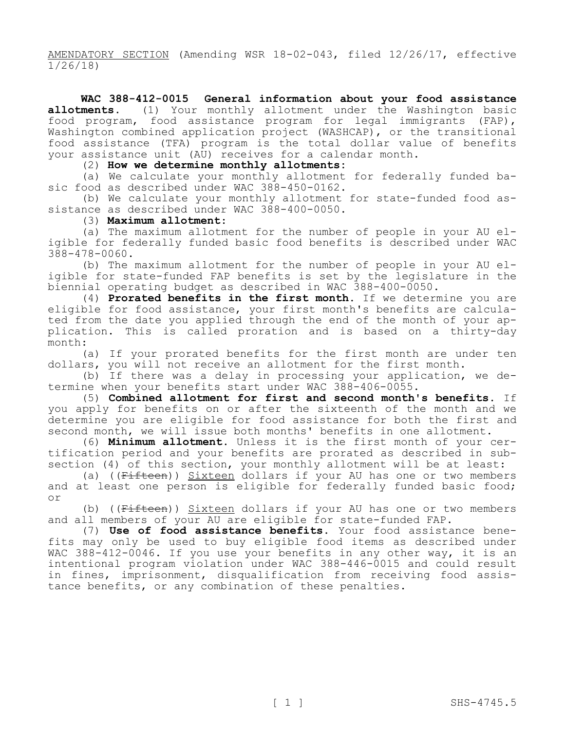AMENDATORY SECTION (Amending WSR 18-02-043, filed 12/26/17, effective 1/26/18)

**WAC 388-412-0015 General information about your food assistance allotments.** (1) Your monthly allotment under the Washington basic food program, food assistance program for legal immigrants (FAP), Washington combined application project (WASHCAP), or the transitional food assistance (TFA) program is the total dollar value of benefits your assistance unit (AU) receives for a calendar month.

(2) **How we determine monthly allotments:**

(a) We calculate your monthly allotment for federally funded basic food as described under WAC 388-450-0162.

(b) We calculate your monthly allotment for state-funded food assistance as described under WAC 388-400-0050.

(3) **Maximum allotment:**

(a) The maximum allotment for the number of people in your AU eligible for federally funded basic food benefits is described under WAC 388-478-0060.

(b) The maximum allotment for the number of people in your AU eligible for state-funded FAP benefits is set by the legislature in the biennial operating budget as described in WAC 388-400-0050.

(4) **Prorated benefits in the first month.** If we determine you are eligible for food assistance, your first month's benefits are calculated from the date you applied through the end of the month of your application. This is called proration and is based on a thirty-day month:

(a) If your prorated benefits for the first month are under ten dollars, you will not receive an allotment for the first month.

(b) If there was a delay in processing your application, we determine when your benefits start under WAC 388-406-0055.

(5) **Combined allotment for first and second month's benefits.** If you apply for benefits on or after the sixteenth of the month and we determine you are eligible for food assistance for both the first and second month, we will issue both months' benefits in one allotment.

(6) **Minimum allotment.** Unless it is the first month of your certification period and your benefits are prorated as described in subsection (4) of this section, your monthly allotment will be at least:

(a) ((~~Fifteen~~)) Sixteen dollars if your AU has one or two members and at least one person is eligible for federally funded basic food; or

(b) ((~~Fifteen~~)) Sixteen dollars if your AU has one or two members and all members of your AU are eligible for state-funded FAP.

(7) **Use of food assistance benefits.** Your food assistance benefits may only be used to buy eligible food items as described under WAC 388-412-0046. If you use your benefits in any other way, it is an intentional program violation under WAC 388-446-0015 and could result in fines, imprisonment, disqualification from receiving food assistance benefits, or any combination of these penalties.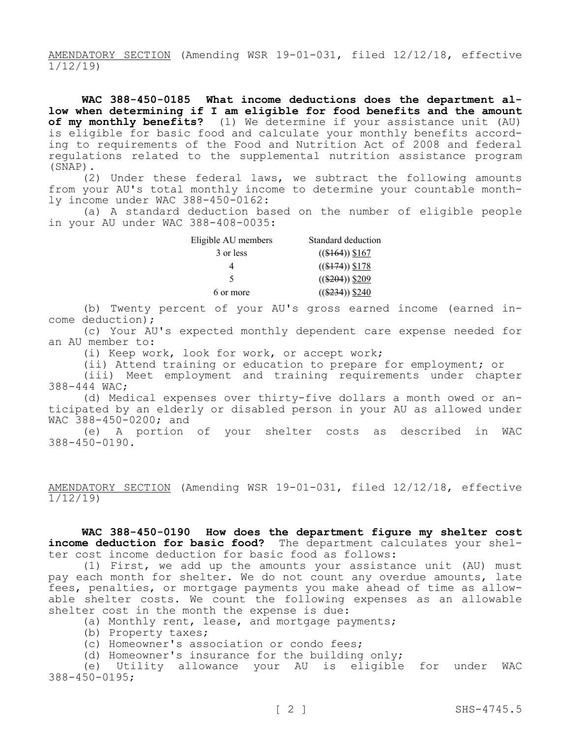AMENDATORY SECTION (Amending WSR 19-01-031, filed 12/12/18, effective 1/12/19)

**WAC 388-450-0185 What income deductions does the department allow when determining if I am eligible for food benefits and the amount of my monthly benefits?** (1) We determine if your assistance unit (AU) is eligible for basic food and calculate your monthly benefits according to requirements of the Food and Nutrition Act of 2008 and federal regulations related to the supplemental nutrition assistance program (SNAP).

(2) Under these federal laws, we subtract the following amounts from your AU's total monthly income to determine your countable monthly income under WAC 388-450-0162:

(a) A standard deduction based on the number of eligible people in your AU under WAC 388-408-0035:

| Eligible AU members | Standard deduction |
|---|---|
| 3 or less | ((~~$164~~)) $167 |
| 4 | ((~~$174~~)) $178 |
| 5 | ((~~$204~~)) $209 |
| 6 or more | ((~~$234~~)) $240 |

(b) Twenty percent of your AU's gross earned income (earned income deduction);

(c) Your AU's expected monthly dependent care expense needed for an AU member to:

(i) Keep work, look for work, or accept work;

(ii) Attend training or education to prepare for employment; or

(iii) Meet employment and training requirements under chapter 388-444 WAC;

(d) Medical expenses over thirty-five dollars a month owed or anticipated by an elderly or disabled person in your AU as allowed under WAC 388-450-0200; and

(e) A portion of your shelter costs as described in WAC 388-450-0190.

AMENDATORY SECTION (Amending WSR 19-01-031, filed 12/12/18, effective 1/12/19)

**WAC 388-450-0190 How does the department figure my shelter cost income deduction for basic food?** The department calculates your shelter cost income deduction for basic food as follows:

(1) First, we add up the amounts your assistance unit (AU) must pay each month for shelter. We do not count any overdue amounts, late fees, penalties, or mortgage payments you make ahead of time as allowable shelter costs. We count the following expenses as an allowable shelter cost in the month the expense is due:

(a) Monthly rent, lease, and mortgage payments;

(b) Property taxes;

(c) Homeowner's association or condo fees;

(d) Homeowner's insurance for the building only;

(e) Utility allowance your AU is eligible for under WAC 388-450-0195;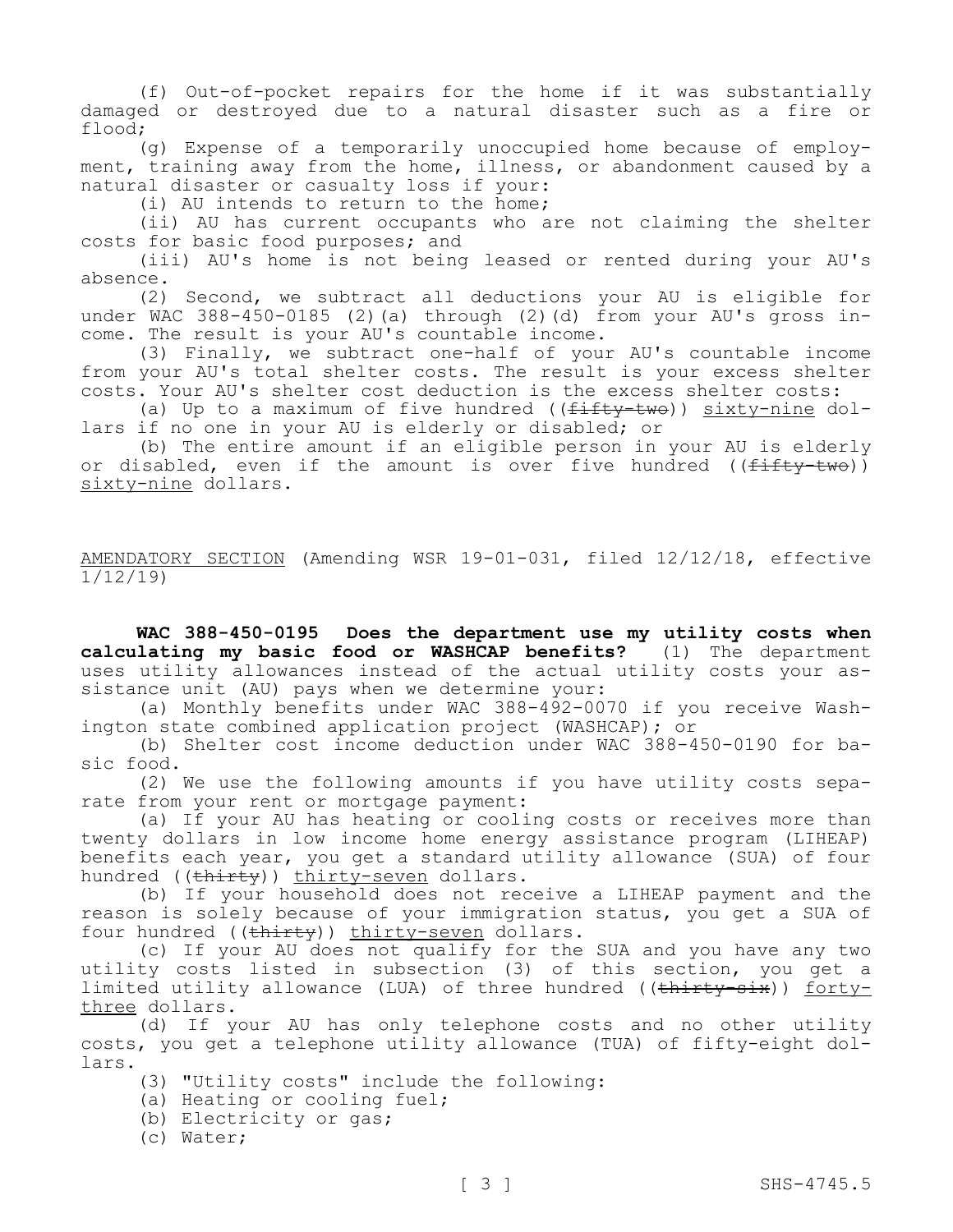(f) Out-of-pocket repairs for the home if it was substantially damaged or destroyed due to a natural disaster such as a fire or flood;

(g) Expense of a temporarily unoccupied home because of employment, training away from the home, illness, or abandonment caused by a natural disaster or casualty loss if your:

(i) AU intends to return to the home;

(ii) AU has current occupants who are not claiming the shelter costs for basic food purposes; and

(iii) AU's home is not being leased or rented during your AU's absence.

(2) Second, we subtract all deductions your AU is eligible for under WAC 388-450-0185 (2)(a) through (2)(d) from your AU's gross income. The result is your AU's countable income.

(3) Finally, we subtract one-half of your AU's countable income from your AU's total shelter costs. The result is your excess shelter costs. Your AU's shelter cost deduction is the excess shelter costs:

(a) Up to a maximum of five hundred ((~~fifty-two~~)) <u>sixty-nine</u> dollars if no one in your AU is elderly or disabled; or

(b) The entire amount if an eligible person in your AU is elderly or disabled, even if the amount is over five hundred ((~~fifty-two~~)) <u>sixty-nine</u> dollars.

<u>AMENDATORY SECTION</u> (Amending WSR 19-01-031, filed 12/12/18, effective 1/12/19)

**WAC 388-450-0195 Does the department use my utility costs when calculating my basic food or WASHCAP benefits?** (1) The department uses utility allowances instead of the actual utility costs your assistance unit (AU) pays when we determine your:

(a) Monthly benefits under WAC 388-492-0070 if you receive Washington state combined application project (WASHCAP); or

(b) Shelter cost income deduction under WAC 388-450-0190 for basic food.

(2) We use the following amounts if you have utility costs separate from your rent or mortgage payment:

(a) If your AU has heating or cooling costs or receives more than twenty dollars in low income home energy assistance program (LIHEAP) benefits each year, you get a standard utility allowance (SUA) of four hundred ((~~thirty~~)) <u>thirty-seven</u> dollars.

(b) If your household does not receive a LIHEAP payment and the reason is solely because of your immigration status, you get a SUA of four hundred ((~~thirty~~)) <u>thirty-seven</u> dollars.

(c) If your AU does not qualify for the SUA and you have any two utility costs listed in subsection (3) of this section, you get a limited utility allowance (LUA) of three hundred ((~~thirty-six~~)) <u>forty-three</u> dollars.

(d) If your AU has only telephone costs and no other utility costs, you get a telephone utility allowance (TUA) of fifty-eight dollars.

(3) "Utility costs" include the following:

(a) Heating or cooling fuel;

(b) Electricity or gas;

(c) Water;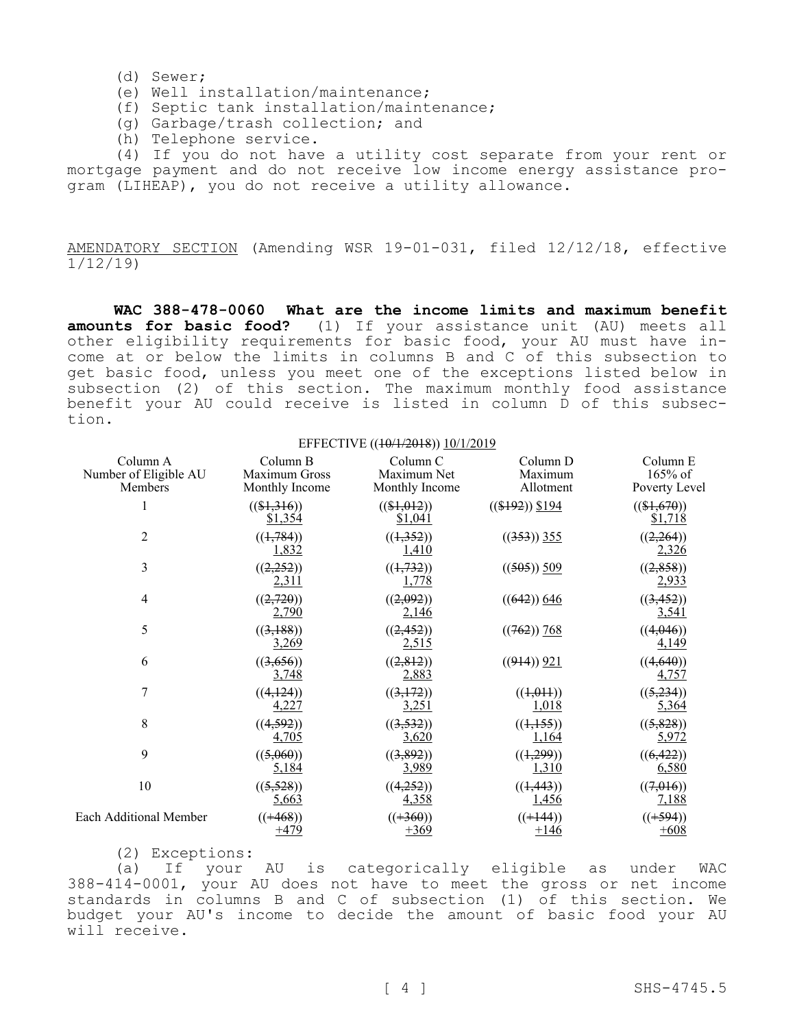(d) Sewer;

(e) Well installation/maintenance;

(f) Septic tank installation/maintenance;

(g) Garbage/trash collection; and

(h) Telephone service.

(4) If you do not have a utility cost separate from your rent or mortgage payment and do not receive low income energy assistance program (LIHEAP), you do not receive a utility allowance.

AMENDATORY SECTION (Amending WSR 19-01-031, filed 12/12/18, effective 1/12/19)

**WAC 388-478-0060 What are the income limits and maximum benefit amounts for basic food?** (1) If your assistance unit (AU) meets all other eligibility requirements for basic food, your AU must have income at or below the limits in columns B and C of this subsection to get basic food, unless you meet one of the exceptions listed below in subsection (2) of this section. The maximum monthly food assistance benefit your AU could receive is listed in column D of this subsection.

EFFECTIVE ((~~10/1/2018~~)) 10/1/2019

| Column A Number of Eligible AU Members | Column B Maximum Gross Monthly Income | Column C Maximum Net Monthly Income | Column D Maximum Allotment | Column E 165% of Poverty Level |
|---|---|---|---|---|
| 1 | ((~~$1,316~~)) $1,354 | ((~~$1,012~~)) $1,041 | ((~~$192~~)) $194 | ((~~$1,670~~)) $1,718 |
| 2 | ((~~1,784~~)) 1,832 | ((~~1,352~~)) 1,410 | ((~~353~~)) 355 | ((~~2,264~~)) 2,326 |
| 3 | ((~~2,252~~)) 2,311 | ((~~1,732~~)) 1,778 | ((~~505~~)) 509 | ((~~2,858~~)) 2,933 |
| 4 | ((~~2,720~~)) 2,790 | ((~~2,092~~)) 2,146 | ((~~642~~)) 646 | ((~~3,452~~)) 3,541 |
| 5 | ((~~3,188~~)) 3,269 | ((~~2,452~~)) 2,515 | ((~~762~~)) 768 | ((~~4,046~~)) 4,149 |
| 6 | ((~~3,656~~)) 3,748 | ((~~2,812~~)) 2,883 | ((~~914~~)) 921 | ((~~4,640~~)) 4,757 |
| 7 | ((~~4,124~~)) 4,227 | ((~~3,172~~)) 3,251 | ((~~1,011~~)) 1,018 | ((~~5,234~~)) 5,364 |
| 8 | ((~~4,592~~)) 4,705 | ((~~3,532~~)) 3,620 | ((~~1,155~~)) 1,164 | ((~~5,828~~)) 5,972 |
| 9 | ((~~5,060~~)) 5,184 | ((~~3,892~~)) 3,989 | ((~~1,299~~)) 1,310 | ((~~6,422~~)) 6,580 |
| 10 | ((~~5,528~~)) 5,663 | ((~~4,252~~)) 4,358 | ((~~1,443~~)) 1,456 | ((~~7,016~~)) 7,188 |
| Each Additional Member | ((~~+468~~)) +479 | ((~~+360~~)) +369 | ((~~+144~~)) +146 | ((~~+594~~)) +608 |

(2) Exceptions:

(a) If your AU is categorically eligible as under WAC 388-414-0001, your AU does not have to meet the gross or net income standards in columns B and C of subsection (1) of this section. We budget your AU's income to decide the amount of basic food your AU will receive.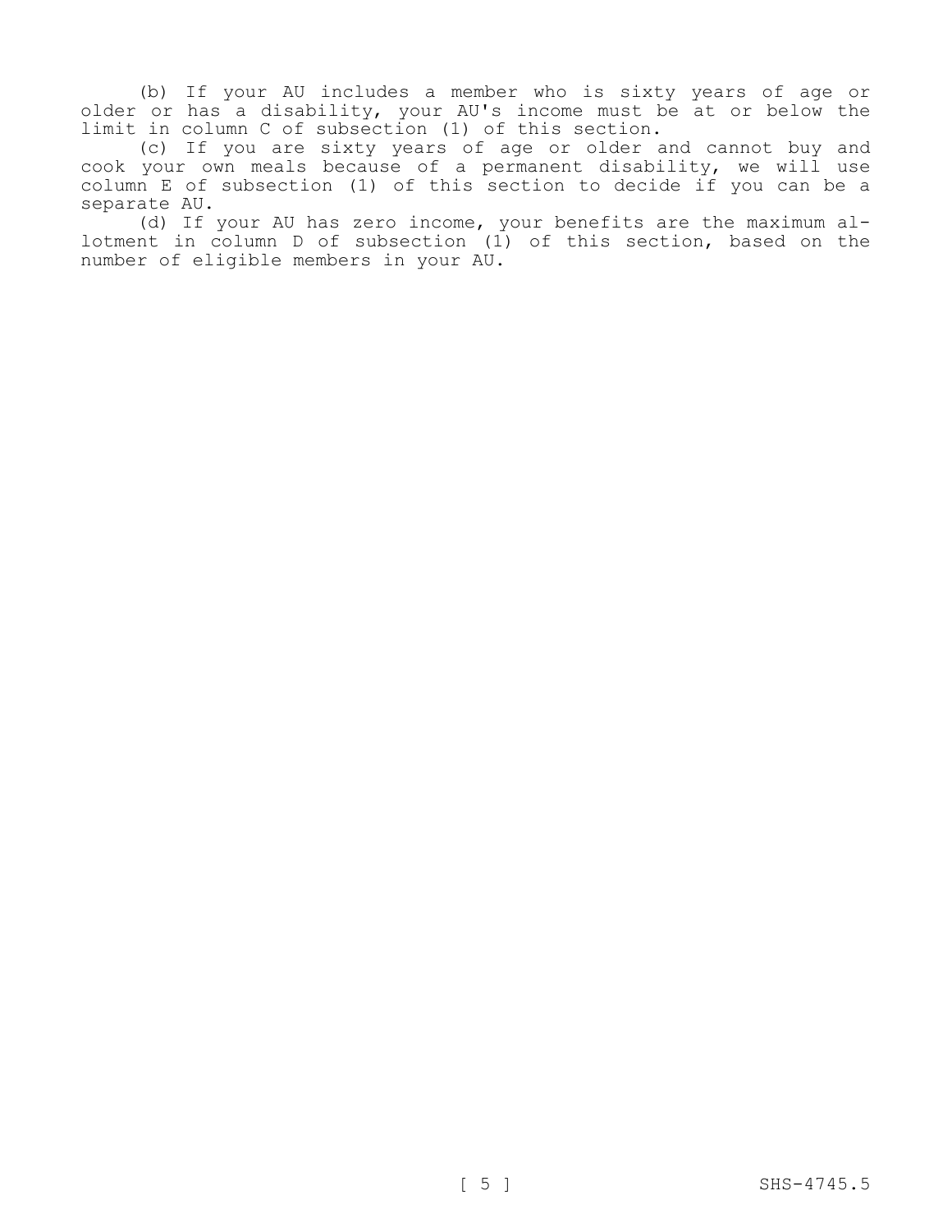(b) If your AU includes a member who is sixty years of age or older or has a disability, your AU's income must be at or below the limit in column C of subsection (1) of this section.

(c) If you are sixty years of age or older and cannot buy and cook your own meals because of a permanent disability, we will use column E of subsection (1) of this section to decide if you can be a separate AU.

(d) If your AU has zero income, your benefits are the maximum allotment in column D of subsection (1) of this section, based on the number of eligible members in your AU.